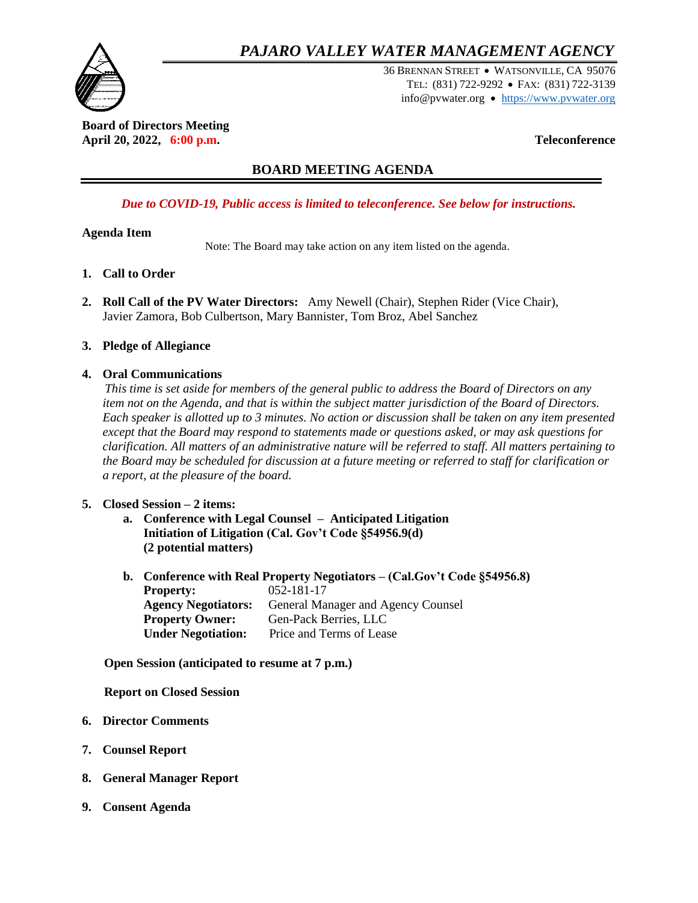# *PAJARO VALLEY WATER MANAGEMENT AGENCY*

36 BRENNAN STREET • WATSONVILLE, CA 95076
TEL: (831) 722-9292 • FAX: (831) 722-3139
info@pvwater.org • https://www.pvwater.org

**Board of Directors Meeting**
**April 20, 2022, 6:00 p.m.** **Teleconference**

## BOARD MEETING AGENDA

***Due to COVID-19, Public access is limited to teleconference. See below for instructions.***

**Agenda Item**

Note: The Board may take action on any item listed on the agenda.

1. **Call to Order**

2. **Roll Call of the PV Water Directors:** Amy Newell (Chair), Stephen Rider (Vice Chair), Javier Zamora, Bob Culbertson, Mary Bannister, Tom Broz, Abel Sanchez

3. **Pledge of Allegiance**

4. **Oral Communications**
   *This time is set aside for members of the general public to address the Board of Directors on any item not on the Agenda, and that is within the subject matter jurisdiction of the Board of Directors. Each speaker is allotted up to 3 minutes. No action or discussion shall be taken on any item presented except that the Board may respond to statements made or questions asked, or may ask questions for clarification. All matters of an administrative nature will be referred to staff. All matters pertaining to the Board may be scheduled for discussion at a future meeting or referred to staff for clarification or a report, at the pleasure of the board.*

5. **Closed Session – 2 items:**
   a. **Conference with Legal Counsel – Anticipated Litigation Initiation of Litigation (Cal. Gov't Code §54956.9(d) (2 potential matters)**

   b. **Conference with Real Property Negotiators – (Cal.Gov't Code §54956.8)**
      **Property:** 052-181-17
      **Agency Negotiators:** General Manager and Agency Counsel
      **Property Owner:** Gen-Pack Berries, LLC
      **Under Negotiation:** Price and Terms of Lease

   **Open Session (anticipated to resume at 7 p.m.)**

   **Report on Closed Session**

6. **Director Comments**

7. **Counsel Report**

8. **General Manager Report**

9. **Consent Agenda**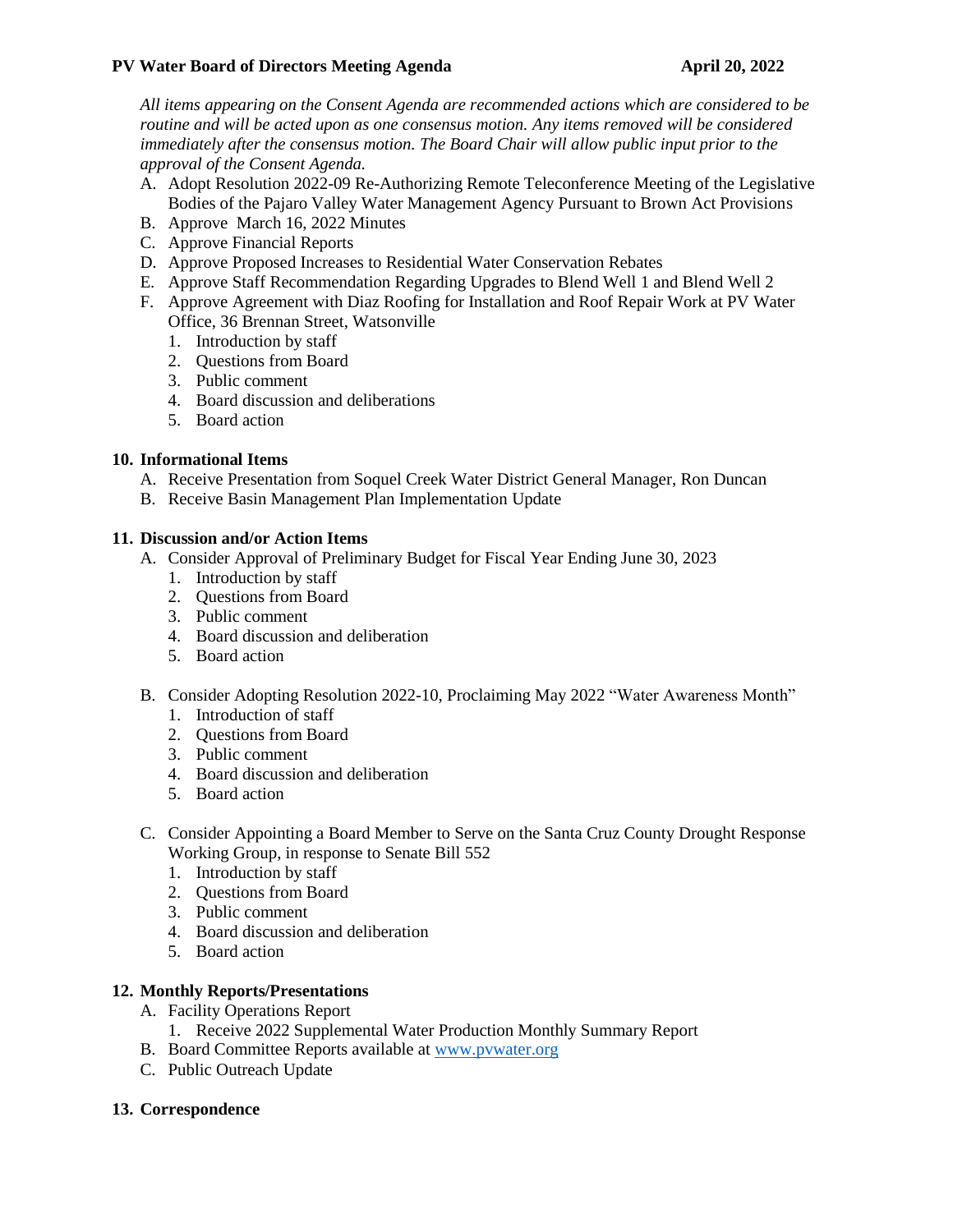*All items appearing on the Consent Agenda are recommended actions which are considered to be routine and will be acted upon as one consensus motion. Any items removed will be considered immediately after the consensus motion. The Board Chair will allow public input prior to the approval of the Consent Agenda.*

A. Adopt Resolution 2022-09 Re-Authorizing Remote Teleconference Meeting of the Legislative Bodies of the Pajaro Valley Water Management Agency Pursuant to Brown Act Provisions
B. Approve March 16, 2022 Minutes
C. Approve Financial Reports
D. Approve Proposed Increases to Residential Water Conservation Rebates
E. Approve Staff Recommendation Regarding Upgrades to Blend Well 1 and Blend Well 2
F. Approve Agreement with Diaz Roofing for Installation and Roof Repair Work at PV Water Office, 36 Brennan Street, Watsonville
    1. Introduction by staff
    2. Questions from Board
    3. Public comment
    4. Board discussion and deliberations
    5. Board action

**10. Informational Items**

A. Receive Presentation from Soquel Creek Water District General Manager, Ron Duncan
B. Receive Basin Management Plan Implementation Update

**11. Discussion and/or Action Items**

A. Consider Approval of Preliminary Budget for Fiscal Year Ending June 30, 2023
    1. Introduction by staff
    2. Questions from Board
    3. Public comment
    4. Board discussion and deliberation
    5. Board action

B. Consider Adopting Resolution 2022-10, Proclaiming May 2022 "Water Awareness Month"
    1. Introduction of staff
    2. Questions from Board
    3. Public comment
    4. Board discussion and deliberation
    5. Board action

C. Consider Appointing a Board Member to Serve on the Santa Cruz County Drought Response Working Group, in response to Senate Bill 552
    1. Introduction by staff
    2. Questions from Board
    3. Public comment
    4. Board discussion and deliberation
    5. Board action

**12. Monthly Reports/Presentations**

A. Facility Operations Report
    1. Receive 2022 Supplemental Water Production Monthly Summary Report
B. Board Committee Reports available at [www.pvwater.org](http://www.pvwater.org)
C. Public Outreach Update

**13. Correspondence**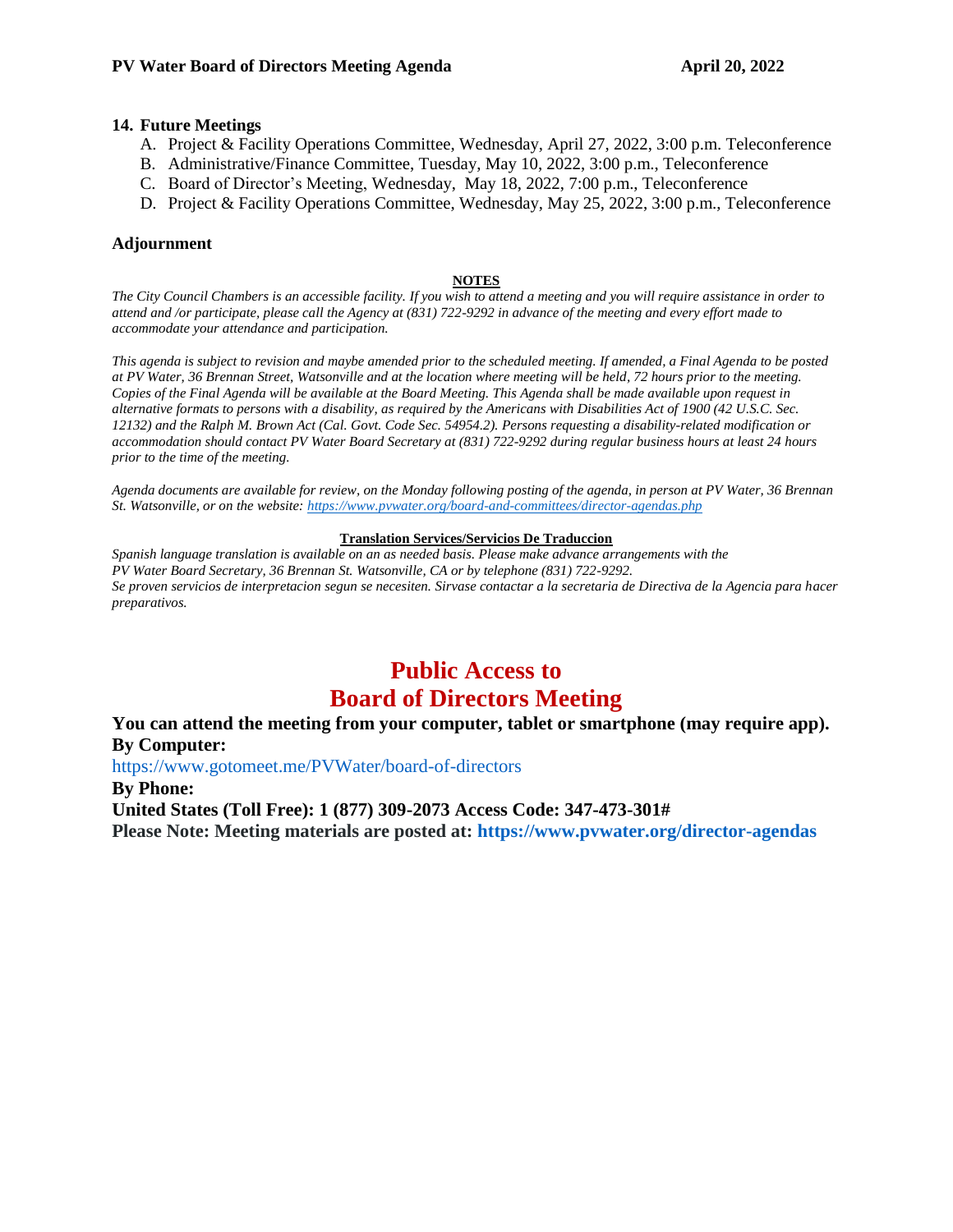## 14. Future Meetings

A. Project & Facility Operations Committee, Wednesday, April 27, 2022, 3:00 p.m. Teleconference
B. Administrative/Finance Committee, Tuesday, May 10, 2022, 3:00 p.m., Teleconference
C. Board of Director's Meeting, Wednesday, May 18, 2022, 7:00 p.m., Teleconference
D. Project & Facility Operations Committee, Wednesday, May 25, 2022, 3:00 p.m., Teleconference

## Adjournment

**NOTES**

*The City Council Chambers is an accessible facility. If you wish to attend a meeting and you will require assistance in order to attend and /or participate, please call the Agency at (831) 722-9292 in advance of the meeting and every effort made to accommodate your attendance and participation.*

*This agenda is subject to revision and maybe amended prior to the scheduled meeting. If amended, a Final Agenda to be posted at PV Water, 36 Brennan Street, Watsonville and at the location where meeting will be held, 72 hours prior to the meeting. Copies of the Final Agenda will be available at the Board Meeting. This Agenda shall be made available upon request in alternative formats to persons with a disability, as required by the Americans with Disabilities Act of 1900 (42 U.S.C. Sec. 12132) and the Ralph M. Brown Act (Cal. Govt. Code Sec. 54954.2). Persons requesting a disability-related modification or accommodation should contact PV Water Board Secretary at (831) 722-9292 during regular business hours at least 24 hours prior to the time of the meeting.*

*Agenda documents are available for review, on the Monday following posting of the agenda, in person at PV Water, 36 Brennan St. Watsonville, or on the website: https://www.pvwater.org/board-and-committees/director-agendas.php*

**Translation Services/Servicios De Traduccion**

*Spanish language translation is available on an as needed basis. Please make advance arrangements with the PV Water Board Secretary, 36 Brennan St. Watsonville, CA or by telephone (831) 722-9292.*
*Se proven servicios de interpretacion segun se necesiten. Sirvase contactar a la secretaria de Directiva de la Agencia para hacer preparativos.*

# Public Access to Board of Directors Meeting

**You can attend the meeting from your computer, tablet or smartphone (may require app).**
**By Computer:**
https://www.gotomeet.me/PVWater/board-of-directors
**By Phone:**
**United States (Toll Free): 1 (877) 309-2073 Access Code: 347-473-301#**
**Please Note: Meeting materials are posted at: https://www.pvwater.org/director-agendas**